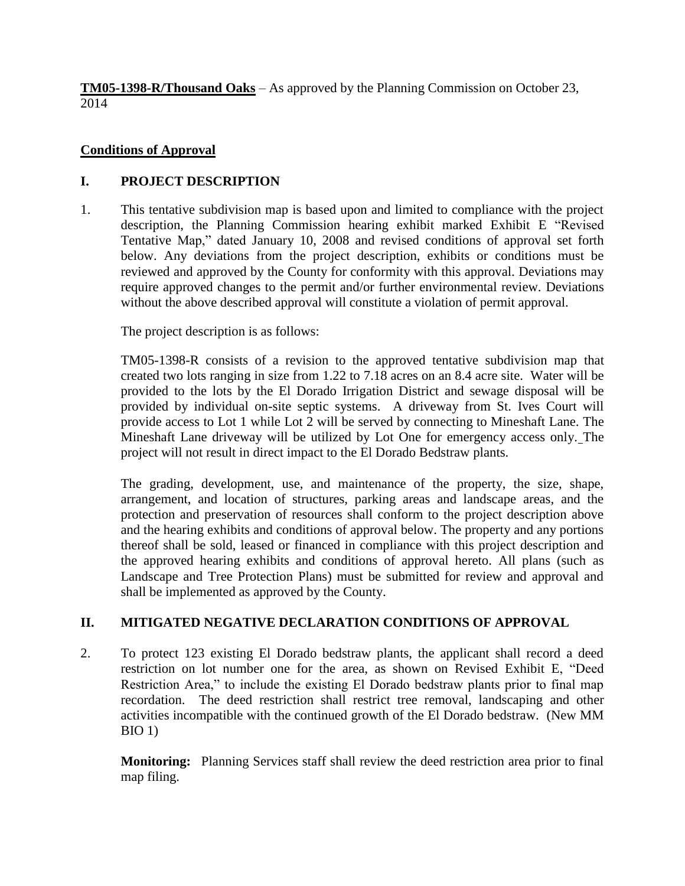**TM05-1398-R/Thousand Oaks** – As approved by the Planning Commission on October 23, 2014

**Conditions of Approval**

## I. PROJECT DESCRIPTION

1. This tentative subdivision map is based upon and limited to compliance with the project description, the Planning Commission hearing exhibit marked Exhibit E "Revised Tentative Map," dated January 10, 2008 and revised conditions of approval set forth below. Any deviations from the project description, exhibits or conditions must be reviewed and approved by the County for conformity with this approval. Deviations may require approved changes to the permit and/or further environmental review. Deviations without the above described approval will constitute a violation of permit approval.

   The project description is as follows:

   TM05-1398-R consists of a revision to the approved tentative subdivision map that created two lots ranging in size from 1.22 to 7.18 acres on an 8.4 acre site. Water will be provided to the lots by the El Dorado Irrigation District and sewage disposal will be provided by individual on-site septic systems. A driveway from St. Ives Court will provide access to Lot 1 while Lot 2 will be served by connecting to Mineshaft Lane. The Mineshaft Lane driveway will be utilized by Lot One for emergency access only. The project will not result in direct impact to the El Dorado Bedstraw plants.

   The grading, development, use, and maintenance of the property, the size, shape, arrangement, and location of structures, parking areas and landscape areas, and the protection and preservation of resources shall conform to the project description above and the hearing exhibits and conditions of approval below. The property and any portions thereof shall be sold, leased or financed in compliance with this project description and the approved hearing exhibits and conditions of approval hereto. All plans (such as Landscape and Tree Protection Plans) must be submitted for review and approval and shall be implemented as approved by the County.

## II. MITIGATED NEGATIVE DECLARATION CONDITIONS OF APPROVAL

2. To protect 123 existing El Dorado bedstraw plants, the applicant shall record a deed restriction on lot number one for the area, as shown on Revised Exhibit E, "Deed Restriction Area," to include the existing El Dorado bedstraw plants prior to final map recordation. The deed restriction shall restrict tree removal, landscaping and other activities incompatible with the continued growth of the El Dorado bedstraw. (New MM BIO 1)

   **Monitoring:** Planning Services staff shall review the deed restriction area prior to final map filing.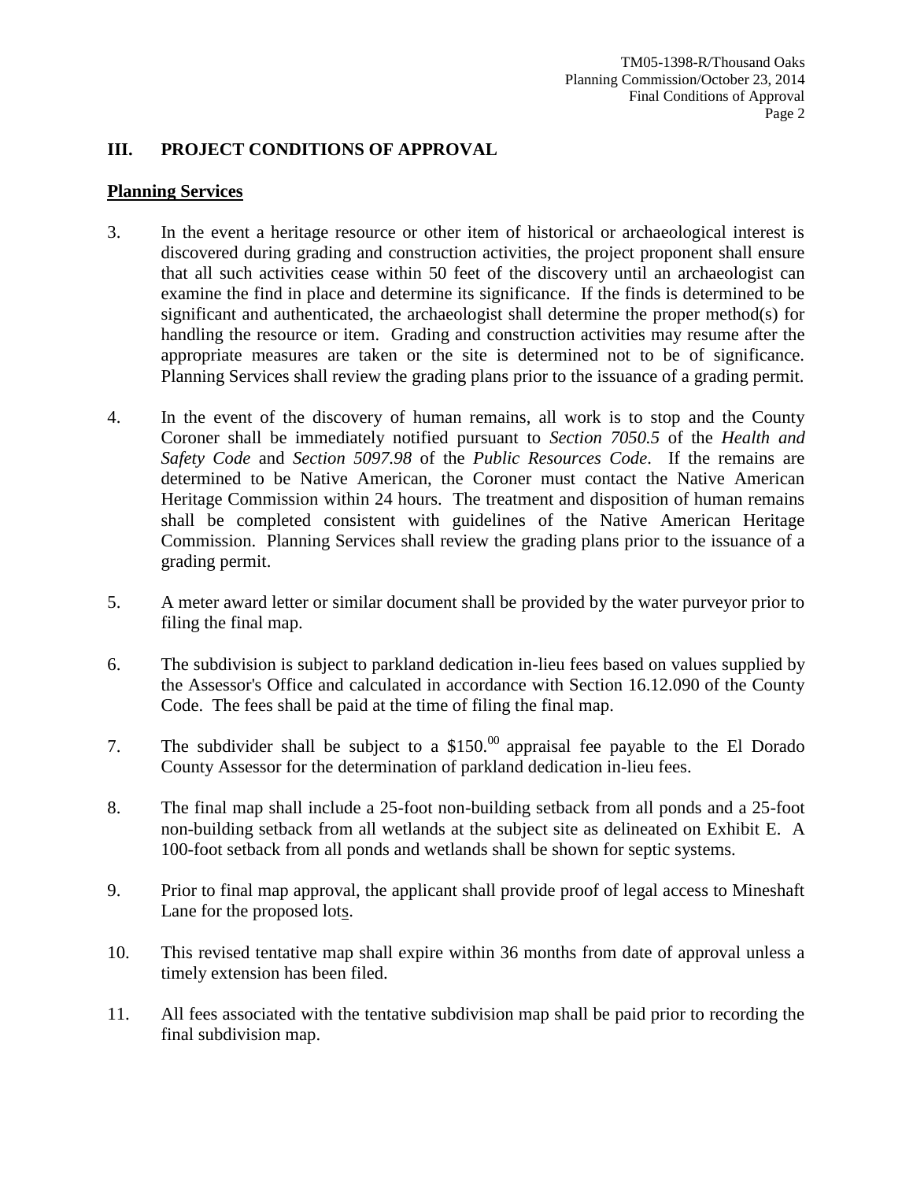## III. PROJECT CONDITIONS OF APPROVAL

**Planning Services**

3. In the event a heritage resource or other item of historical or archaeological interest is discovered during grading and construction activities, the project proponent shall ensure that all such activities cease within 50 feet of the discovery until an archaeologist can examine the find in place and determine its significance. If the finds is determined to be significant and authenticated, the archaeologist shall determine the proper method(s) for handling the resource or item. Grading and construction activities may resume after the appropriate measures are taken or the site is determined not to be of significance. Planning Services shall review the grading plans prior to the issuance of a grading permit.

4. In the event of the discovery of human remains, all work is to stop and the County Coroner shall be immediately notified pursuant to *Section 7050.5* of the *Health and Safety Code* and *Section 5097.98* of the *Public Resources Code*. If the remains are determined to be Native American, the Coroner must contact the Native American Heritage Commission within 24 hours. The treatment and disposition of human remains shall be completed consistent with guidelines of the Native American Heritage Commission. Planning Services shall review the grading plans prior to the issuance of a grading permit.

5. A meter award letter or similar document shall be provided by the water purveyor prior to filing the final map.

6. The subdivision is subject to parkland dedication in-lieu fees based on values supplied by the Assessor's Office and calculated in accordance with Section 16.12.090 of the County Code. The fees shall be paid at the time of filing the final map.

7. The subdivider shall be subject to a $150.00 appraisal fee payable to the El Dorado County Assessor for the determination of parkland dedication in-lieu fees.

8. The final map shall include a 25-foot non-building setback from all ponds and a 25-foot non-building setback from all wetlands at the subject site as delineated on Exhibit E. A 100-foot setback from all ponds and wetlands shall be shown for septic systems.

9. Prior to final map approval, the applicant shall provide proof of legal access to Mineshaft Lane for the proposed lots.

10. This revised tentative map shall expire within 36 months from date of approval unless a timely extension has been filed.

11. All fees associated with the tentative subdivision map shall be paid prior to recording the final subdivision map.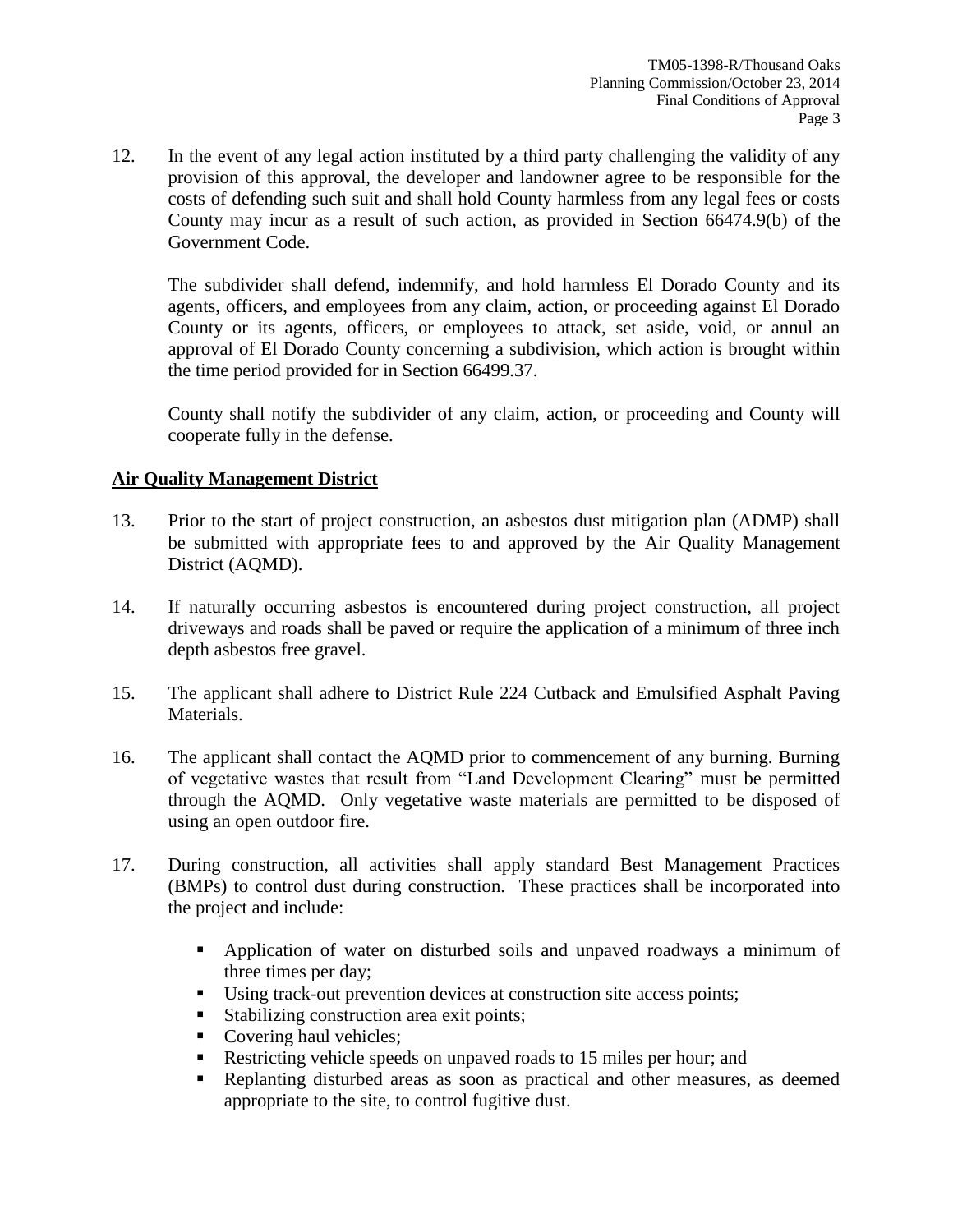12. In the event of any legal action instituted by a third party challenging the validity of any provision of this approval, the developer and landowner agree to be responsible for the costs of defending such suit and shall hold County harmless from any legal fees or costs County may incur as a result of such action, as provided in Section 66474.9(b) of the Government Code.

    The subdivider shall defend, indemnify, and hold harmless El Dorado County and its agents, officers, and employees from any claim, action, or proceeding against El Dorado County or its agents, officers, or employees to attack, set aside, void, or annul an approval of El Dorado County concerning a subdivision, which action is brought within the time period provided for in Section 66499.37.

    County shall notify the subdivider of any claim, action, or proceeding and County will cooperate fully in the defense.

**Air Quality Management District**

13. Prior to the start of project construction, an asbestos dust mitigation plan (ADMP) shall be submitted with appropriate fees to and approved by the Air Quality Management District (AQMD).

14. If naturally occurring asbestos is encountered during project construction, all project driveways and roads shall be paved or require the application of a minimum of three inch depth asbestos free gravel.

15. The applicant shall adhere to District Rule 224 Cutback and Emulsified Asphalt Paving Materials.

16. The applicant shall contact the AQMD prior to commencement of any burning. Burning of vegetative wastes that result from "Land Development Clearing" must be permitted through the AQMD. Only vegetative waste materials are permitted to be disposed of using an open outdoor fire.

17. During construction, all activities shall apply standard Best Management Practices (BMPs) to control dust during construction. These practices shall be incorporated into the project and include:

    - Application of water on disturbed soils and unpaved roadways a minimum of three times per day;
    - Using track-out prevention devices at construction site access points;
    - Stabilizing construction area exit points;
    - Covering haul vehicles;
    - Restricting vehicle speeds on unpaved roads to 15 miles per hour; and
    - Replanting disturbed areas as soon as practical and other measures, as deemed appropriate to the site, to control fugitive dust.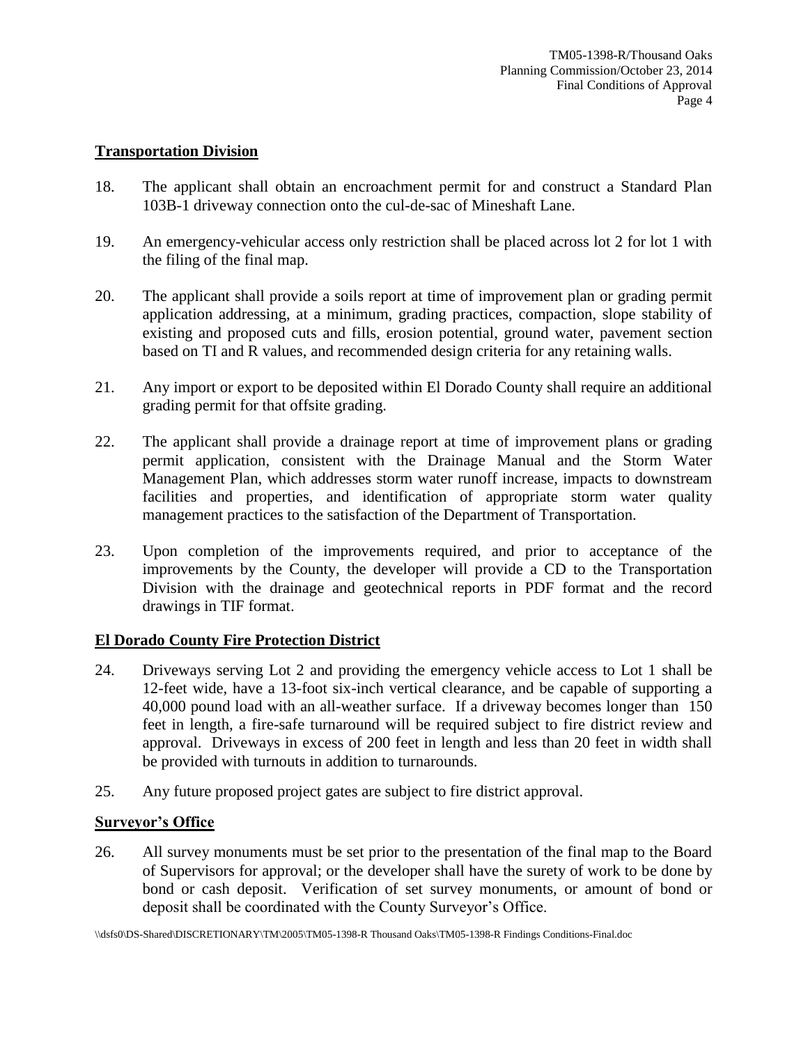## Transportation Division

18. The applicant shall obtain an encroachment permit for and construct a Standard Plan 103B-1 driveway connection onto the cul-de-sac of Mineshaft Lane.

19. An emergency-vehicular access only restriction shall be placed across lot 2 for lot 1 with the filing of the final map.

20. The applicant shall provide a soils report at time of improvement plan or grading permit application addressing, at a minimum, grading practices, compaction, slope stability of existing and proposed cuts and fills, erosion potential, ground water, pavement section based on TI and R values, and recommended design criteria for any retaining walls.

21. Any import or export to be deposited within El Dorado County shall require an additional grading permit for that offsite grading.

22. The applicant shall provide a drainage report at time of improvement plans or grading permit application, consistent with the Drainage Manual and the Storm Water Management Plan, which addresses storm water runoff increase, impacts to downstream facilities and properties, and identification of appropriate storm water quality management practices to the satisfaction of the Department of Transportation.

23. Upon completion of the improvements required, and prior to acceptance of the improvements by the County, the developer will provide a CD to the Transportation Division with the drainage and geotechnical reports in PDF format and the record drawings in TIF format.

## El Dorado County Fire Protection District

24. Driveways serving Lot 2 and providing the emergency vehicle access to Lot 1 shall be 12-feet wide, have a 13-foot six-inch vertical clearance, and be capable of supporting a 40,000 pound load with an all-weather surface. If a driveway becomes longer than 150 feet in length, a fire-safe turnaround will be required subject to fire district review and approval. Driveways in excess of 200 feet in length and less than 20 feet in width shall be provided with turnouts in addition to turnarounds.

25. Any future proposed project gates are subject to fire district approval.

## Surveyor's Office

26. All survey monuments must be set prior to the presentation of the final map to the Board of Supervisors for approval; or the developer shall have the surety of work to be done by bond or cash deposit. Verification of set survey monuments, or amount of bond or deposit shall be coordinated with the County Surveyor's Office.

\\dsfs0\DS-Shared\DISCRETIONARY\TM\2005\TM05-1398-R Thousand Oaks\TM05-1398-R Findings Conditions-Final.doc